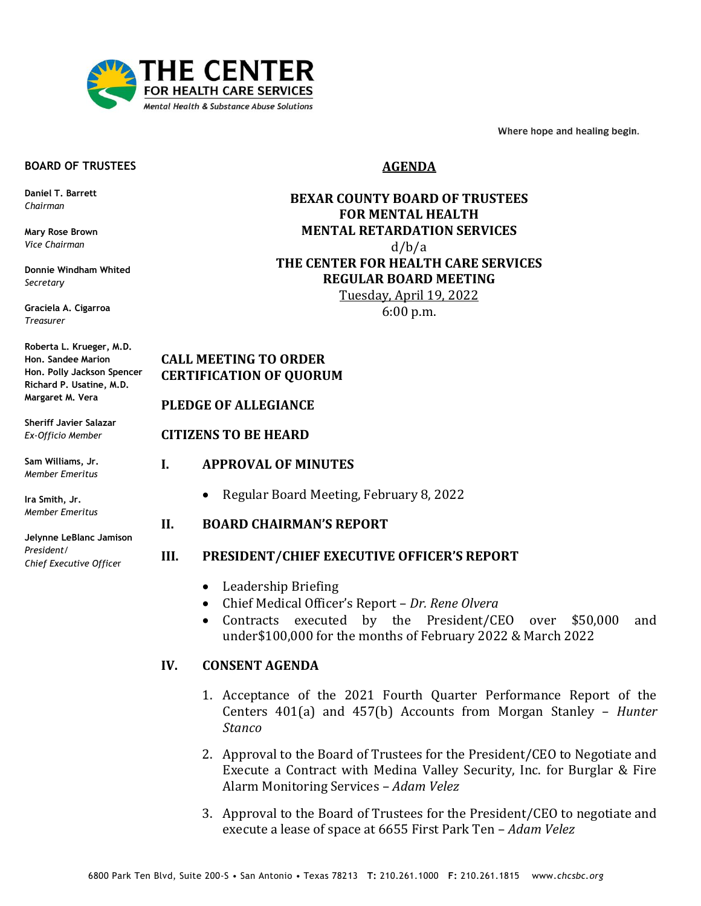THE CENTER
FOR HEALTH CARE SERVICES
*Mental Health & Substance Abuse Solutions*

Where hope and healing begin.

**BOARD OF TRUSTEES**

**Daniel T. Barrett**
*Chairman*

**Mary Rose Brown**
*Vice Chairman*

**Donnie Windham Whited**
*Secretary*

**Graciela A. Cigarroa**
*Treasurer*

**Roberta L. Krueger, M.D.**
**Hon. Sandee Marion**
**Hon. Polly Jackson Spencer**
**Richard P. Usatine, M.D.**
**Margaret M. Vera**

**Sheriff Javier Salazar**
*Ex-Officio Member*

**Sam Williams, Jr.**
*Member Emeritus*

**Ira Smith, Jr.**
*Member Emeritus*

**Jelynne LeBlanc Jamison**
*President/*
*Chief Executive Officer*

# AGENDA

**BEXAR COUNTY BOARD OF TRUSTEES**
**FOR MENTAL HEALTH**
**MENTAL RETARDATION SERVICES**
d/b/a
**THE CENTER FOR HEALTH CARE SERVICES**
**REGULAR BOARD MEETING**
Tuesday, April 19, 2022
6:00 p.m.

**CALL MEETING TO ORDER**
**CERTIFICATION OF QUORUM**

**PLEDGE OF ALLEGIANCE**

**CITIZENS TO BE HEARD**

**I. APPROVAL OF MINUTES**

- Regular Board Meeting, February 8, 2022

**II. BOARD CHAIRMAN'S REPORT**

**III. PRESIDENT/CHIEF EXECUTIVE OFFICER'S REPORT**

- Leadership Briefing
- Chief Medical Officer's Report – *Dr. Rene Olvera*
- Contracts executed by the President/CEO over $50,000 and under$100,000 for the months of February 2022 & March 2022

**IV. CONSENT AGENDA**

1. Acceptance of the 2021 Fourth Quarter Performance Report of the Centers 401(a) and 457(b) Accounts from Morgan Stanley – *Hunter Stanco*

2. Approval to the Board of Trustees for the President/CEO to Negotiate and Execute a Contract with Medina Valley Security, Inc. for Burglar & Fire Alarm Monitoring Services – *Adam Velez*

3. Approval to the Board of Trustees for the President/CEO to negotiate and execute a lease of space at 6655 First Park Ten – *Adam Velez*

6800 Park Ten Blvd, Suite 200-S • San Antonio • Texas 78213 **T:** 210.261.1000 **F:** 210.261.1815 www.*chcsbc.org*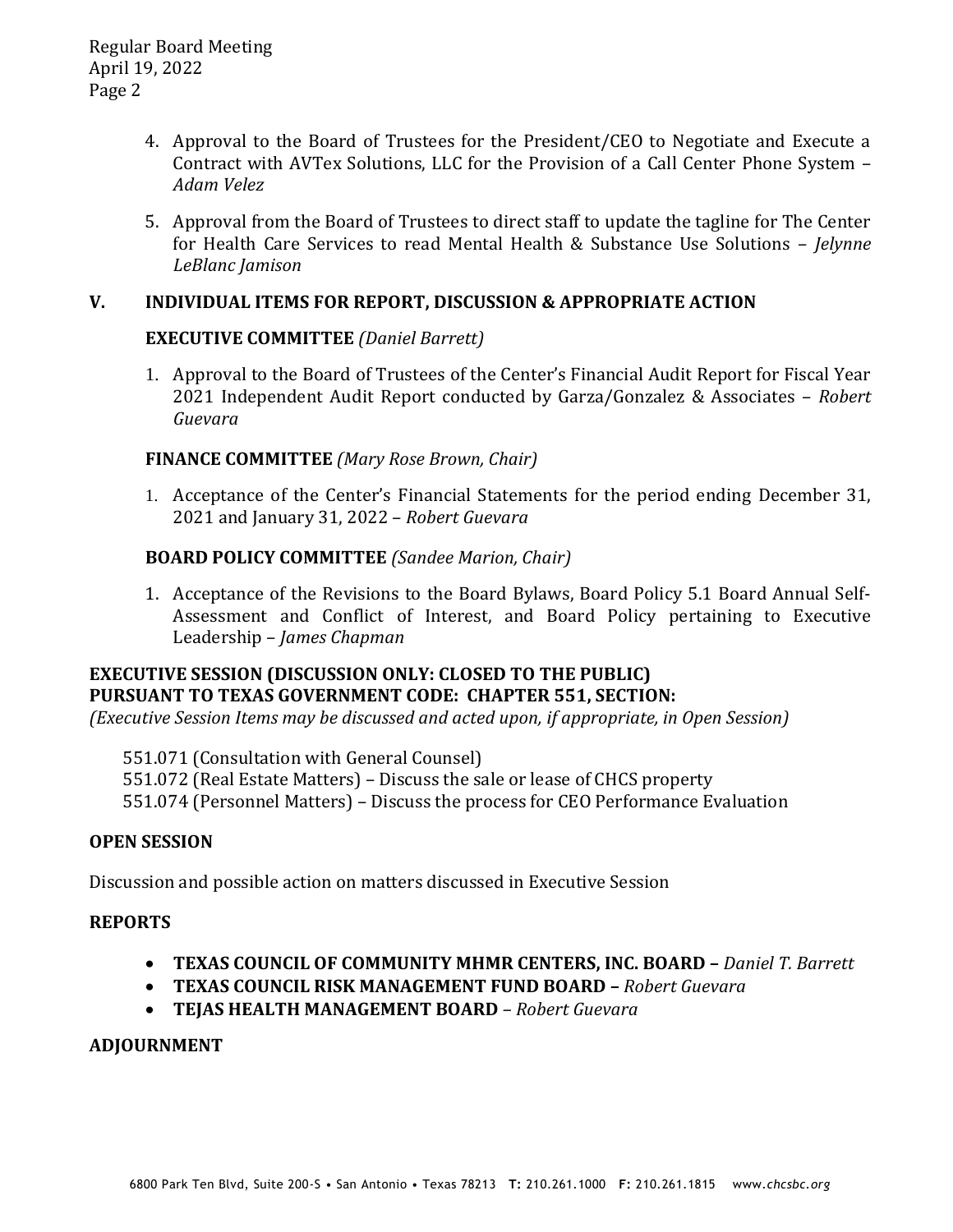4. Approval to the Board of Trustees for the President/CEO to Negotiate and Execute a Contract with AVTex Solutions, LLC for the Provision of a Call Center Phone System – *Adam Velez*

5. Approval from the Board of Trustees to direct staff to update the tagline for The Center for Health Care Services to read Mental Health & Substance Use Solutions – *Jelynne LeBlanc Jamison*

## V. INDIVIDUAL ITEMS FOR REPORT, DISCUSSION & APPROPRIATE ACTION

**EXECUTIVE COMMITTEE** *(Daniel Barrett)*

1. Approval to the Board of Trustees of the Center's Financial Audit Report for Fiscal Year 2021 Independent Audit Report conducted by Garza/Gonzalez & Associates – *Robert Guevara*

**FINANCE COMMITTEE** *(Mary Rose Brown, Chair)*

1. Acceptance of the Center's Financial Statements for the period ending December 31, 2021 and January 31, 2022 – *Robert Guevara*

**BOARD POLICY COMMITTEE** *(Sandee Marion, Chair)*

1. Acceptance of the Revisions to the Board Bylaws, Board Policy 5.1 Board Annual Self-Assessment and Conflict of Interest, and Board Policy pertaining to Executive Leadership – *James Chapman*

## EXECUTIVE SESSION (DISCUSSION ONLY: CLOSED TO THE PUBLIC) PURSUANT TO TEXAS GOVERNMENT CODE: CHAPTER 551, SECTION:

*(Executive Session Items may be discussed and acted upon, if appropriate, in Open Session)*

551.071 (Consultation with General Counsel)
551.072 (Real Estate Matters) – Discuss the sale or lease of CHCS property
551.074 (Personnel Matters) – Discuss the process for CEO Performance Evaluation

## OPEN SESSION

Discussion and possible action on matters discussed in Executive Session

## REPORTS

- **TEXAS COUNCIL OF COMMUNITY MHMR CENTERS, INC. BOARD –** *Daniel T. Barrett*
- **TEXAS COUNCIL RISK MANAGEMENT FUND BOARD –** *Robert Guevara*
- **TEJAS HEALTH MANAGEMENT BOARD** – *Robert Guevara*

## ADJOURNMENT